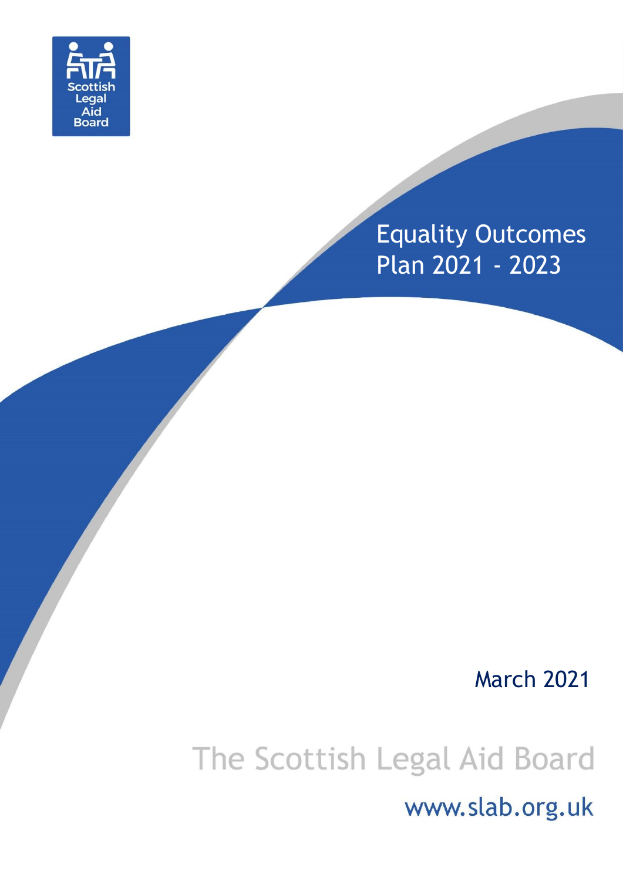Scottish Legal Aid Board

# Equality Outcomes Plan 2021 - 2023

March 2021

The Scottish Legal Aid Board

www.slab.org.uk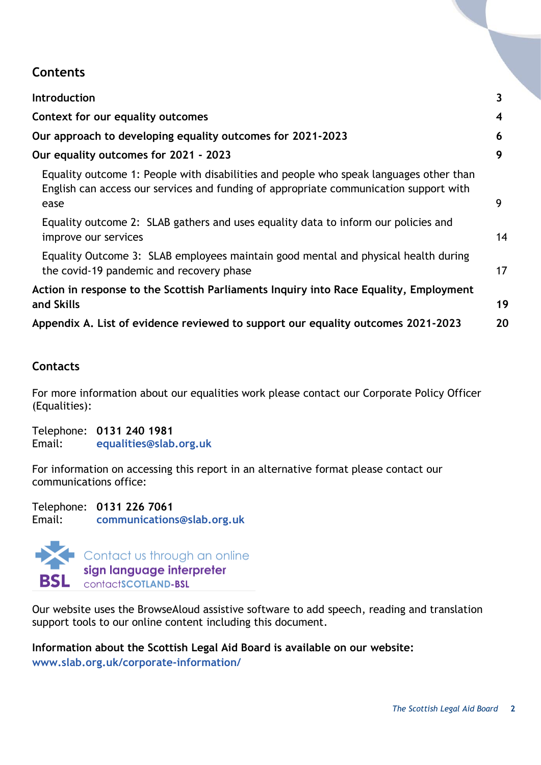## Contents

| | |
|---|---|
| **Introduction** | **3** |
| **Context for our equality outcomes** | **4** |
| **Our approach to developing equality outcomes for 2021-2023** | **6** |
| **Our equality outcomes for 2021 - 2023** | **9** |
| Equality outcome 1: People with disabilities and people who speak languages other than English can access our services and funding of appropriate communication support with ease | 9 |
| Equality outcome 2: SLAB gathers and uses equality data to inform our policies and improve our services | 14 |
| Equality Outcome 3: SLAB employees maintain good mental and physical health during the covid-19 pandemic and recovery phase | 17 |
| **Action in response to the Scottish Parliaments Inquiry into Race Equality, Employment and Skills** | **19** |
| **Appendix A. List of evidence reviewed to support our equality outcomes 2021-2023** | **20** |

## Contacts

For more information about our equalities work please contact our Corporate Policy Officer (Equalities):

Telephone: **0131 240 1981**
Email: **equalities@slab.org.uk**

For information on accessing this report in an alternative format please contact our communications office:

Telephone: **0131 226 7061**
Email: **communications@slab.org.uk**

BSL Contact us through an online sign language interpreter contactSCOTLAND-BSL

Our website uses the BrowseAloud assistive software to add speech, reading and translation support tools to our online content including this document.

**Information about the Scottish Legal Aid Board is available on our website:**
**www.slab.org.uk/corporate-information/**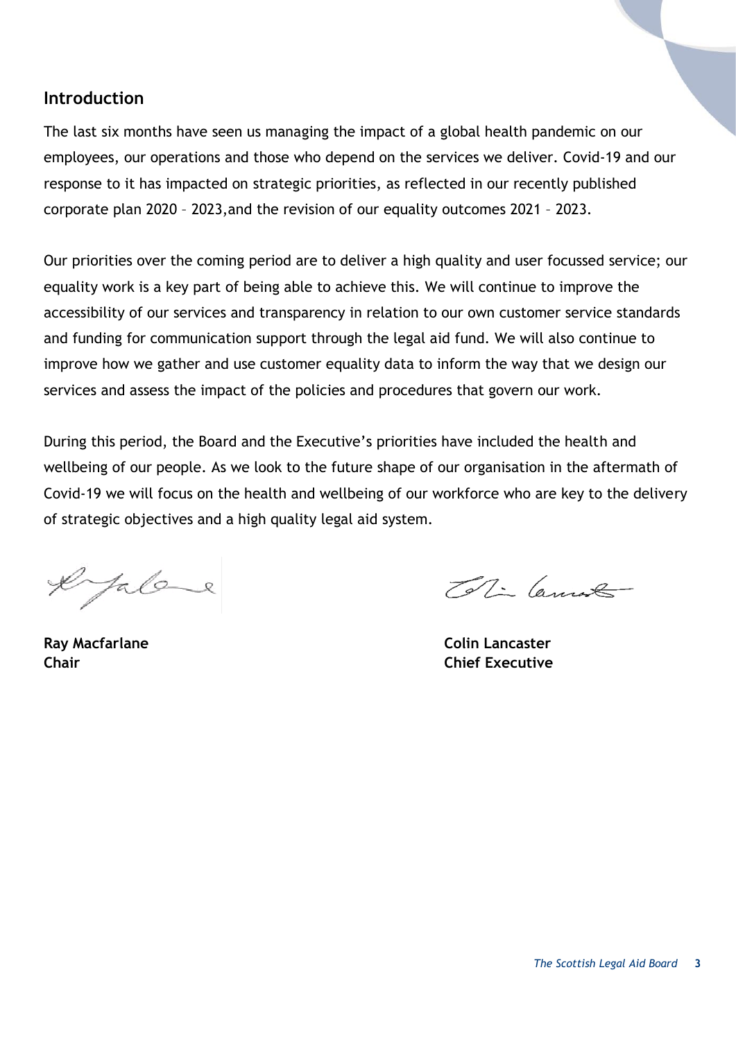## Introduction

The last six months have seen us managing the impact of a global health pandemic on our employees, our operations and those who depend on the services we deliver. Covid-19 and our response to it has impacted on strategic priorities, as reflected in our recently published corporate plan 2020 – 2023,and the revision of our equality outcomes 2021 – 2023.

Our priorities over the coming period are to deliver a high quality and user focussed service; our equality work is a key part of being able to achieve this. We will continue to improve the accessibility of our services and transparency in relation to our own customer service standards and funding for communication support through the legal aid fund. We will also continue to improve how we gather and use customer equality data to inform the way that we design our services and assess the impact of the policies and procedures that govern our work.

During this period, the Board and the Executive's priorities have included the health and wellbeing of our people. As we look to the future shape of our organisation in the aftermath of Covid-19 we will focus on the health and wellbeing of our workforce who are key to the delivery of strategic objectives and a high quality legal aid system.

| | |
|---|---|
| **Ray Macfarlane** | **Colin Lancaster** |
| **Chair** | **Chief Executive** |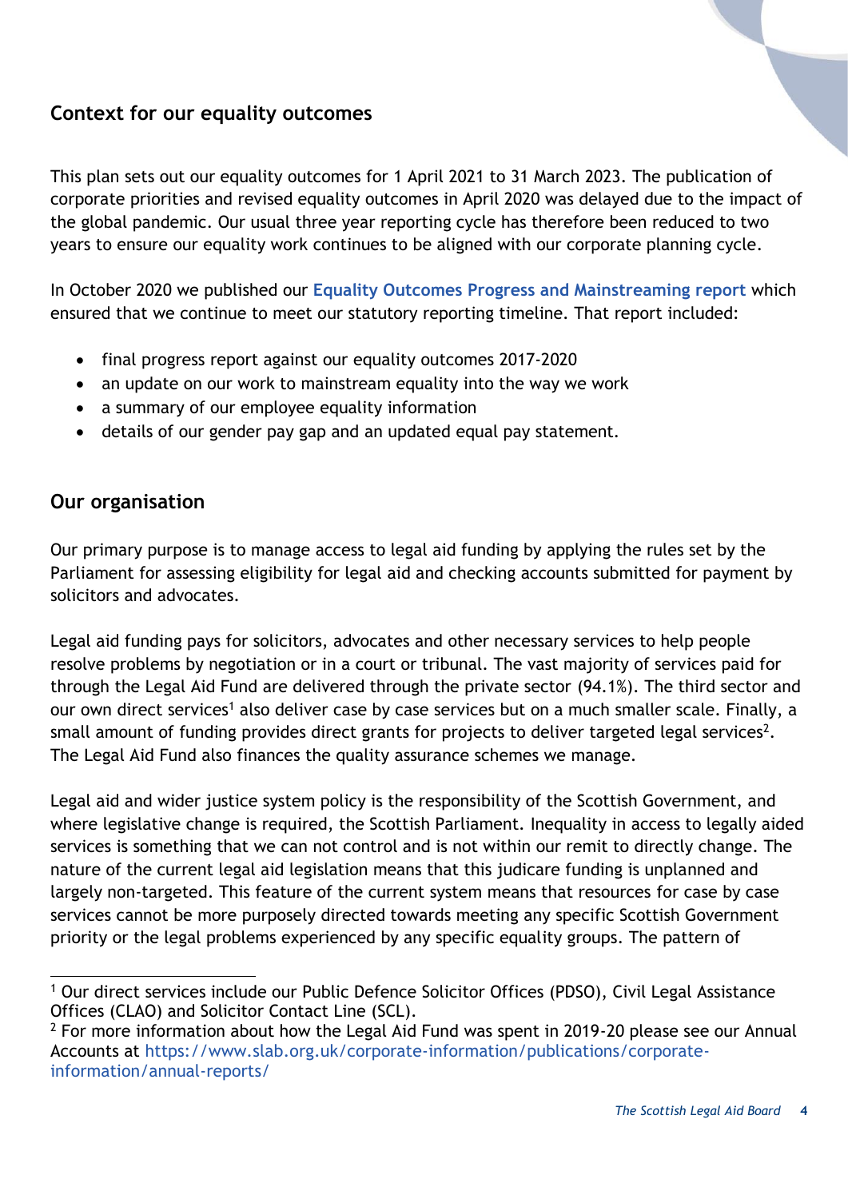## Context for our equality outcomes

This plan sets out our equality outcomes for 1 April 2021 to 31 March 2023. The publication of corporate priorities and revised equality outcomes in April 2020 was delayed due to the impact of the global pandemic. Our usual three year reporting cycle has therefore been reduced to two years to ensure our equality work continues to be aligned with our corporate planning cycle.

In October 2020 we published our **Equality Outcomes Progress and Mainstreaming report** which ensured that we continue to meet our statutory reporting timeline. That report included:

- final progress report against our equality outcomes 2017-2020
- an update on our work to mainstream equality into the way we work
- a summary of our employee equality information
- details of our gender pay gap and an updated equal pay statement.

## Our organisation

Our primary purpose is to manage access to legal aid funding by applying the rules set by the Parliament for assessing eligibility for legal aid and checking accounts submitted for payment by solicitors and advocates.

Legal aid funding pays for solicitors, advocates and other necessary services to help people resolve problems by negotiation or in a court or tribunal. The vast majority of services paid for through the Legal Aid Fund are delivered through the private sector (94.1%). The third sector and our own direct services[1] also deliver case by case services but on a much smaller scale. Finally, a small amount of funding provides direct grants for projects to deliver targeted legal services[2]. The Legal Aid Fund also finances the quality assurance schemes we manage.

Legal aid and wider justice system policy is the responsibility of the Scottish Government, and where legislative change is required, the Scottish Parliament. Inequality in access to legally aided services is something that we can not control and is not within our remit to directly change. The nature of the current legal aid legislation means that this judicare funding is unplanned and largely non-targeted. This feature of the current system means that resources for case by case services cannot be more purposely directed towards meeting any specific Scottish Government priority or the legal problems experienced by any specific equality groups. The pattern of

---

[1] Our direct services include our Public Defence Solicitor Offices (PDSO), Civil Legal Assistance Offices (CLAO) and Solicitor Contact Line (SCL).

[2] For more information about how the Legal Aid Fund was spent in 2019-20 please see our Annual Accounts at https://www.slab.org.uk/corporate-information/publications/corporate-information/annual-reports/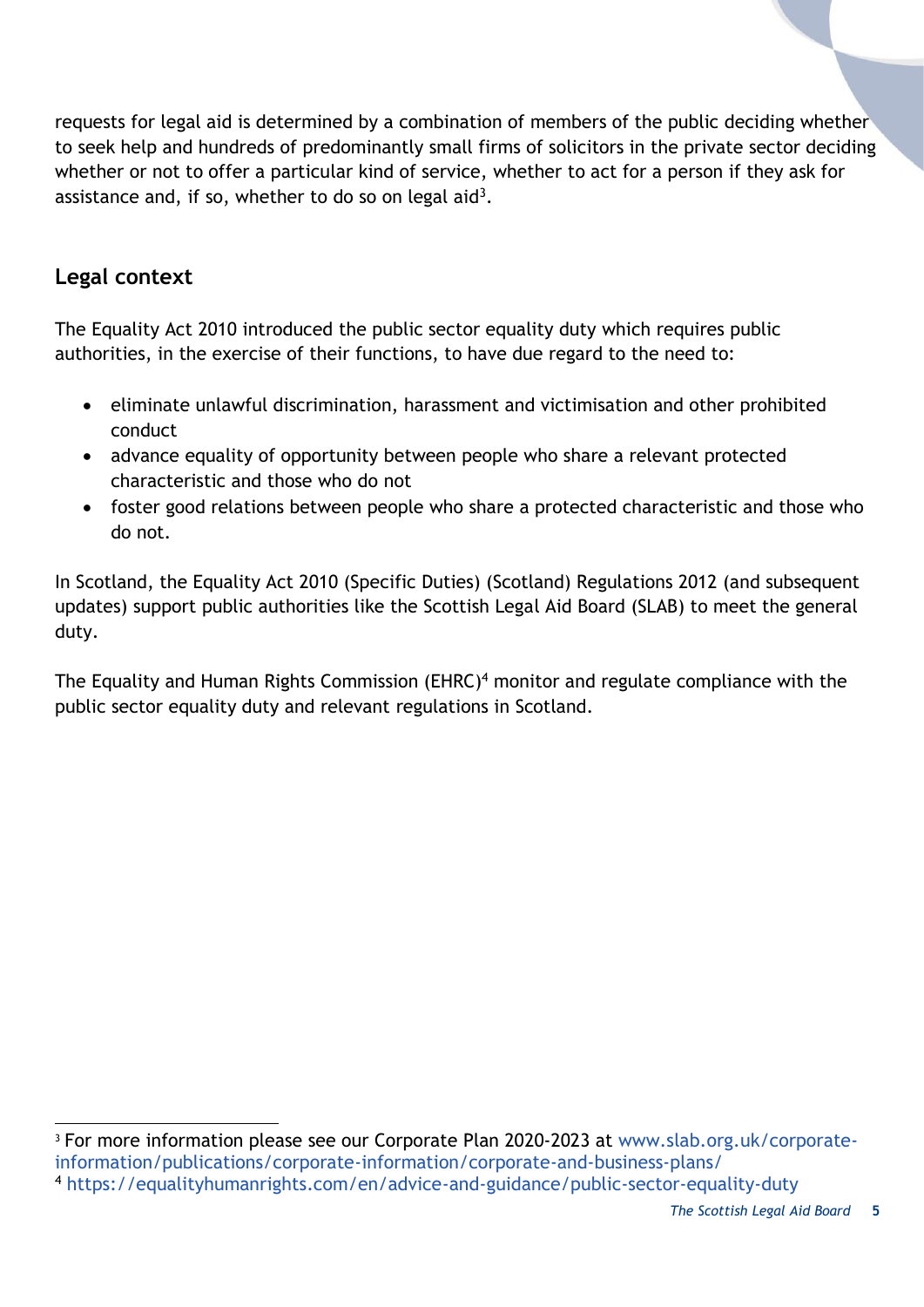requests for legal aid is determined by a combination of members of the public deciding whether to seek help and hundreds of predominantly small firms of solicitors in the private sector deciding whether or not to offer a particular kind of service, whether to act for a person if they ask for assistance and, if so, whether to do so on legal aid[3].

## Legal context

The Equality Act 2010 introduced the public sector equality duty which requires public authorities, in the exercise of their functions, to have due regard to the need to:

- eliminate unlawful discrimination, harassment and victimisation and other prohibited conduct
- advance equality of opportunity between people who share a relevant protected characteristic and those who do not
- foster good relations between people who share a protected characteristic and those who do not.

In Scotland, the Equality Act 2010 (Specific Duties) (Scotland) Regulations 2012 (and subsequent updates) support public authorities like the Scottish Legal Aid Board (SLAB) to meet the general duty.

The Equality and Human Rights Commission (EHRC)[4] monitor and regulate compliance with the public sector equality duty and relevant regulations in Scotland.

---

[3] For more information please see our Corporate Plan 2020-2023 at www.slab.org.uk/corporate-information/publications/corporate-information/corporate-and-business-plans/

[4] https://equalityhumanrights.com/en/advice-and-guidance/public-sector-equality-duty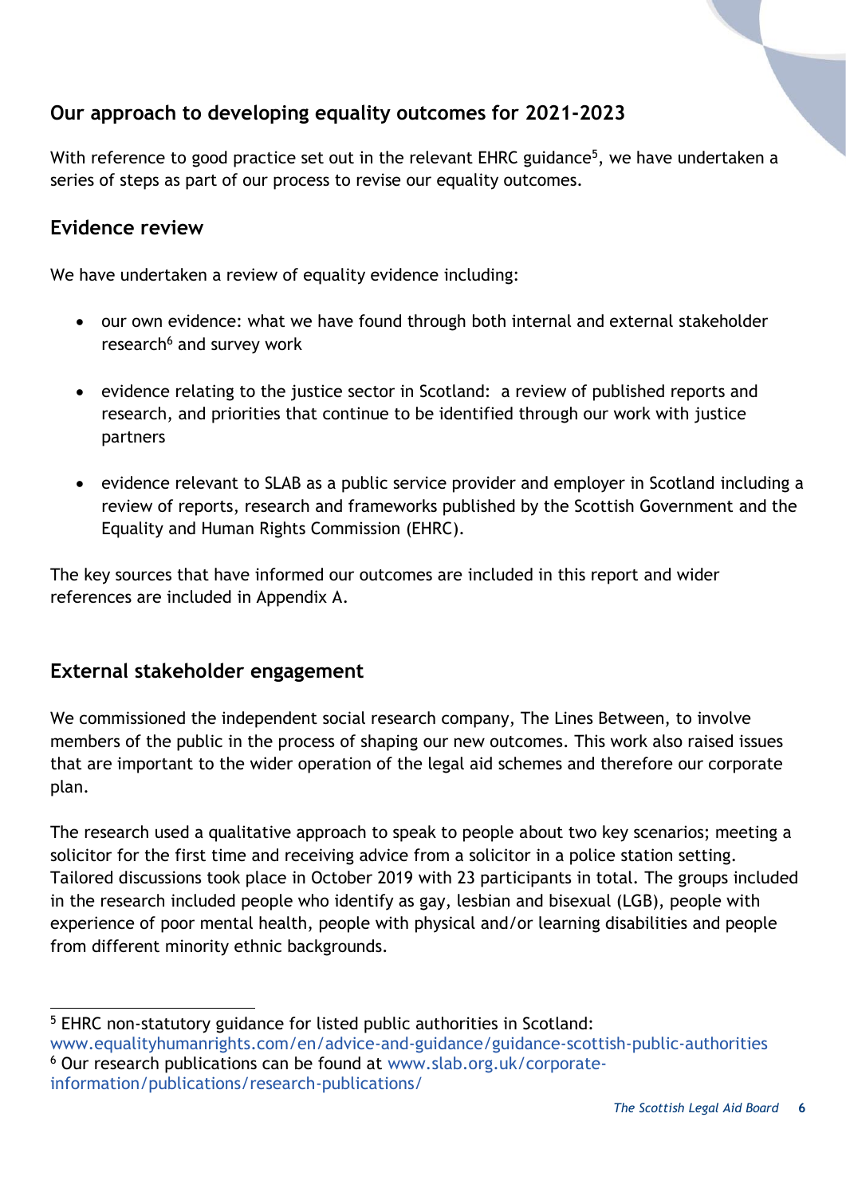## Our approach to developing equality outcomes for 2021-2023

With reference to good practice set out in the relevant EHRC guidance[5], we have undertaken a series of steps as part of our process to revise our equality outcomes.

### Evidence review

We have undertaken a review of equality evidence including:

- our own evidence: what we have found through both internal and external stakeholder research[6] and survey work
- evidence relating to the justice sector in Scotland: a review of published reports and research, and priorities that continue to be identified through our work with justice partners
- evidence relevant to SLAB as a public service provider and employer in Scotland including a review of reports, research and frameworks published by the Scottish Government and the Equality and Human Rights Commission (EHRC).

The key sources that have informed our outcomes are included in this report and wider references are included in Appendix A.

### External stakeholder engagement

We commissioned the independent social research company, The Lines Between, to involve members of the public in the process of shaping our new outcomes. This work also raised issues that are important to the wider operation of the legal aid schemes and therefore our corporate plan.

The research used a qualitative approach to speak to people about two key scenarios; meeting a solicitor for the first time and receiving advice from a solicitor in a police station setting. Tailored discussions took place in October 2019 with 23 participants in total. The groups included in the research included people who identify as gay, lesbian and bisexual (LGB), people with experience of poor mental health, people with physical and/or learning disabilities and people from different minority ethnic backgrounds.

---

[5] EHRC non-statutory guidance for listed public authorities in Scotland: www.equalityhumanrights.com/en/advice-and-guidance/guidance-scottish-public-authorities

[6] Our research publications can be found at www.slab.org.uk/corporate-information/publications/research-publications/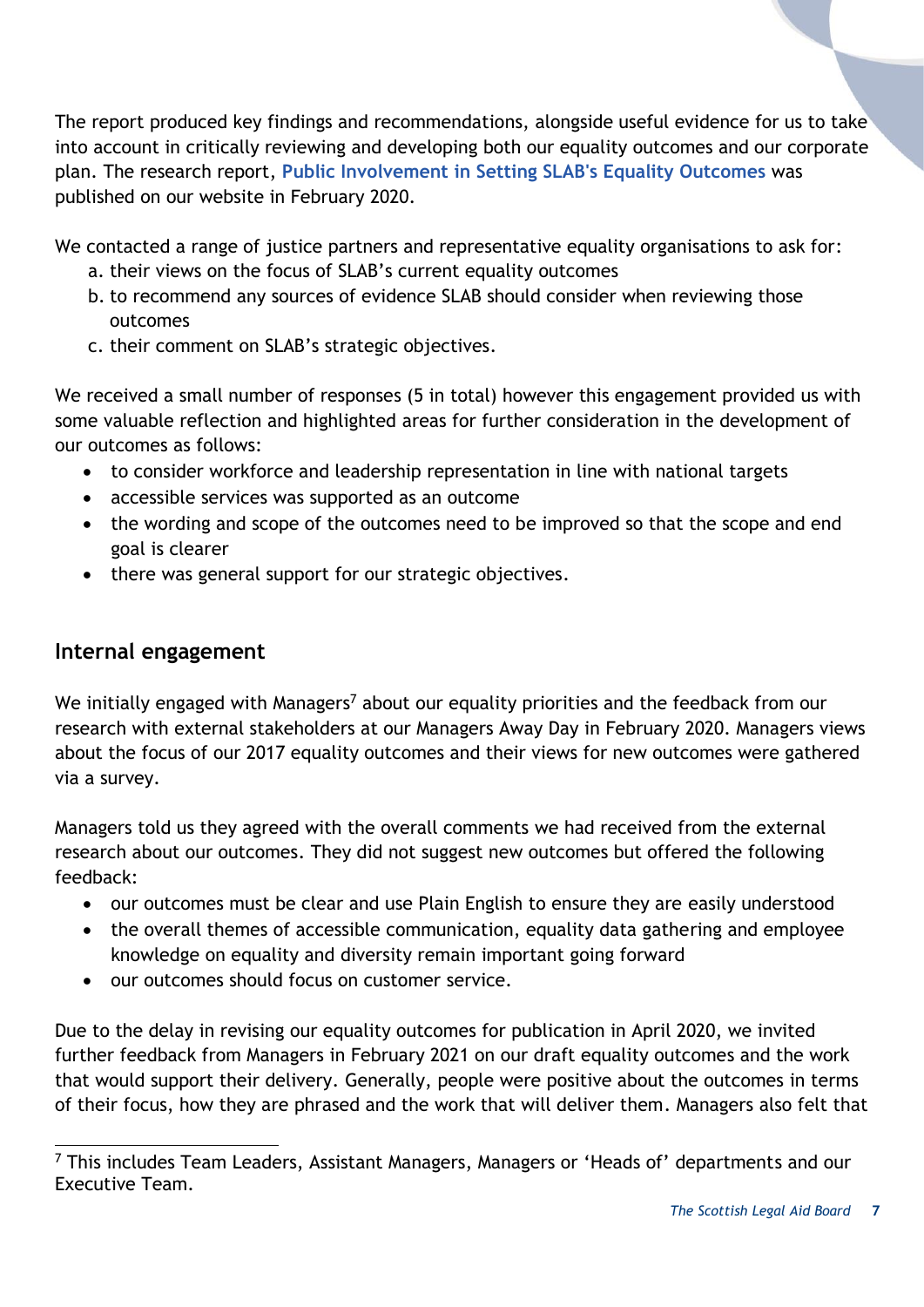The report produced key findings and recommendations, alongside useful evidence for us to take into account in critically reviewing and developing both our equality outcomes and our corporate plan. The research report, **Public Involvement in Setting SLAB's Equality Outcomes** was published on our website in February 2020.

We contacted a range of justice partners and representative equality organisations to ask for:

a. their views on the focus of SLAB's current equality outcomes
b. to recommend any sources of evidence SLAB should consider when reviewing those outcomes
c. their comment on SLAB's strategic objectives.

We received a small number of responses (5 in total) however this engagement provided us with some valuable reflection and highlighted areas for further consideration in the development of our outcomes as follows:

- to consider workforce and leadership representation in line with national targets
- accessible services was supported as an outcome
- the wording and scope of the outcomes need to be improved so that the scope and end goal is clearer
- there was general support for our strategic objectives.

## Internal engagement

We initially engaged with Managers[7] about our equality priorities and the feedback from our research with external stakeholders at our Managers Away Day in February 2020. Managers views about the focus of our 2017 equality outcomes and their views for new outcomes were gathered via a survey.

Managers told us they agreed with the overall comments we had received from the external research about our outcomes. They did not suggest new outcomes but offered the following feedback:

- our outcomes must be clear and use Plain English to ensure they are easily understood
- the overall themes of accessible communication, equality data gathering and employee knowledge on equality and diversity remain important going forward
- our outcomes should focus on customer service.

Due to the delay in revising our equality outcomes for publication in April 2020, we invited further feedback from Managers in February 2021 on our draft equality outcomes and the work that would support their delivery. Generally, people were positive about the outcomes in terms of their focus, how they are phrased and the work that will deliver them. Managers also felt that

[7] This includes Team Leaders, Assistant Managers, Managers or 'Heads of' departments and our Executive Team.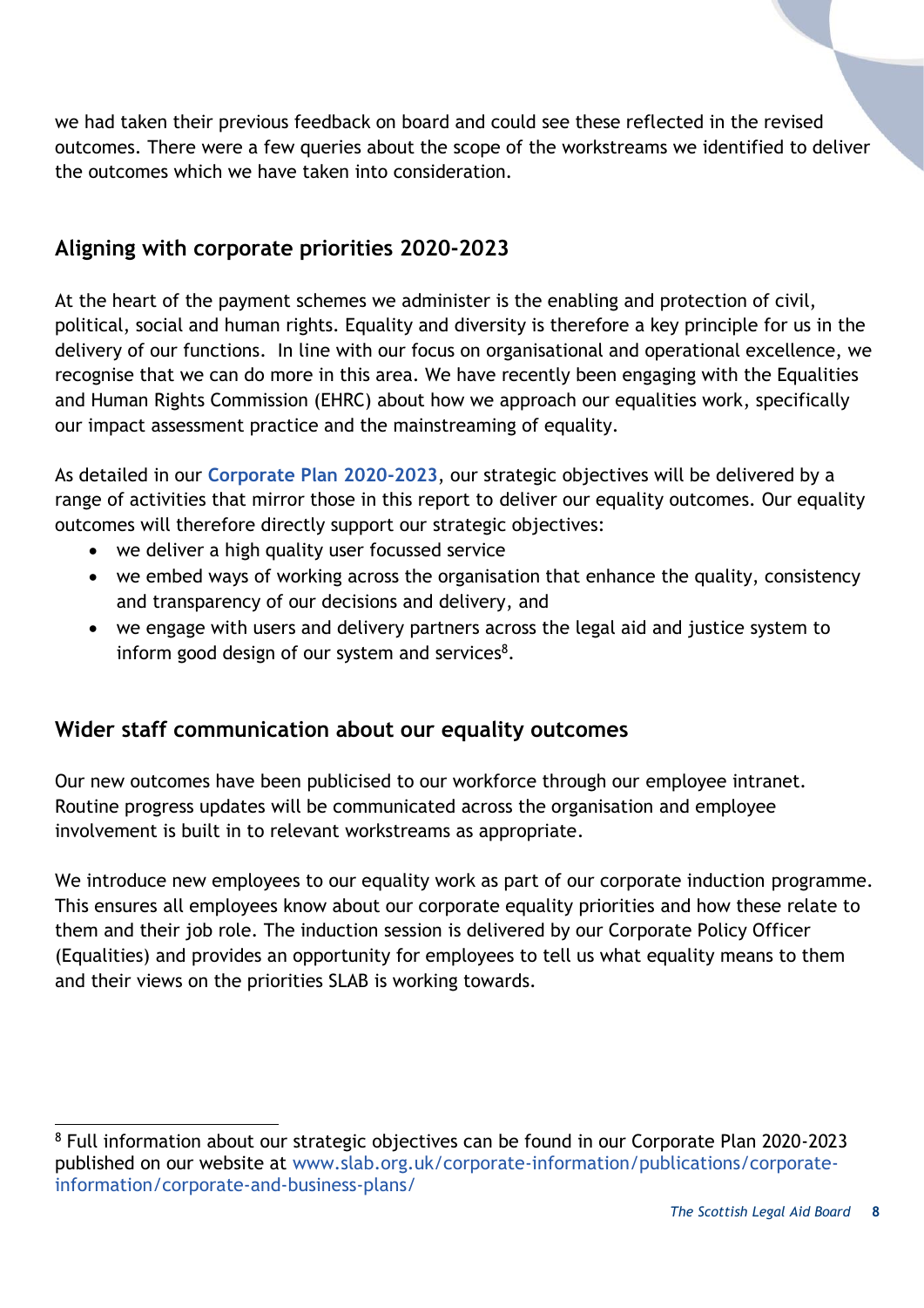we had taken their previous feedback on board and could see these reflected in the revised outcomes. There were a few queries about the scope of the workstreams we identified to deliver the outcomes which we have taken into consideration.

## Aligning with corporate priorities 2020-2023

At the heart of the payment schemes we administer is the enabling and protection of civil, political, social and human rights. Equality and diversity is therefore a key principle for us in the delivery of our functions. In line with our focus on organisational and operational excellence, we recognise that we can do more in this area. We have recently been engaging with the Equalities and Human Rights Commission (EHRC) about how we approach our equalities work, specifically our impact assessment practice and the mainstreaming of equality.

As detailed in our **Corporate Plan 2020-2023**, our strategic objectives will be delivered by a range of activities that mirror those in this report to deliver our equality outcomes. Our equality outcomes will therefore directly support our strategic objectives:

- we deliver a high quality user focussed service
- we embed ways of working across the organisation that enhance the quality, consistency and transparency of our decisions and delivery, and
- we engage with users and delivery partners across the legal aid and justice system to inform good design of our system and services[8].

## Wider staff communication about our equality outcomes

Our new outcomes have been publicised to our workforce through our employee intranet. Routine progress updates will be communicated across the organisation and employee involvement is built in to relevant workstreams as appropriate.

We introduce new employees to our equality work as part of our corporate induction programme. This ensures all employees know about our corporate equality priorities and how these relate to them and their job role. The induction session is delivered by our Corporate Policy Officer (Equalities) and provides an opportunity for employees to tell us what equality means to them and their views on the priorities SLAB is working towards.

---

[8] Full information about our strategic objectives can be found in our Corporate Plan 2020-2023 published on our website at www.slab.org.uk/corporate-information/publications/corporate-information/corporate-and-business-plans/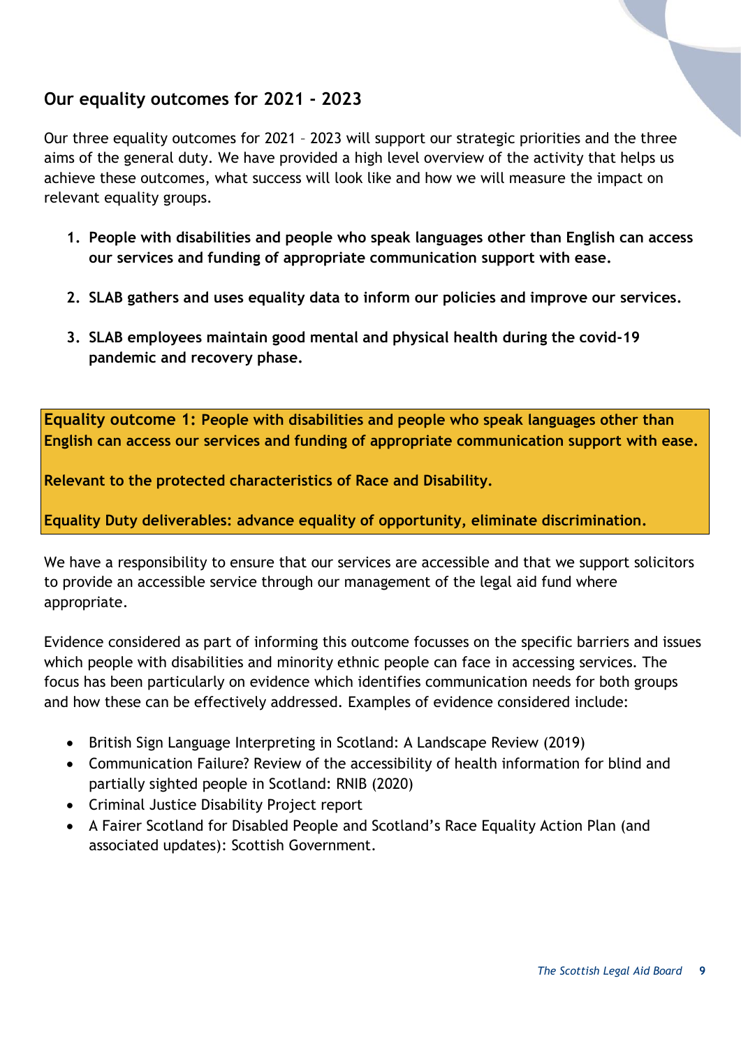## Our equality outcomes for 2021 - 2023

Our three equality outcomes for 2021 – 2023 will support our strategic priorities and the three aims of the general duty. We have provided a high level overview of the activity that helps us achieve these outcomes, what success will look like and how we will measure the impact on relevant equality groups.

1. **People with disabilities and people who speak languages other than English can access our services and funding of appropriate communication support with ease.**
2. **SLAB gathers and uses equality data to inform our policies and improve our services.**
3. **SLAB employees maintain good mental and physical health during the covid-19 pandemic and recovery phase.**

**Equality outcome 1: People with disabilities and people who speak languages other than English can access our services and funding of appropriate communication support with ease.**

**Relevant to the protected characteristics of Race and Disability.**

**Equality Duty deliverables: advance equality of opportunity, eliminate discrimination.**

We have a responsibility to ensure that our services are accessible and that we support solicitors to provide an accessible service through our management of the legal aid fund where appropriate.

Evidence considered as part of informing this outcome focusses on the specific barriers and issues which people with disabilities and minority ethnic people can face in accessing services. The focus has been particularly on evidence which identifies communication needs for both groups and how these can be effectively addressed. Examples of evidence considered include:

- British Sign Language Interpreting in Scotland: A Landscape Review (2019)
- Communication Failure? Review of the accessibility of health information for blind and partially sighted people in Scotland: RNIB (2020)
- Criminal Justice Disability Project report
- A Fairer Scotland for Disabled People and Scotland's Race Equality Action Plan (and associated updates): Scottish Government.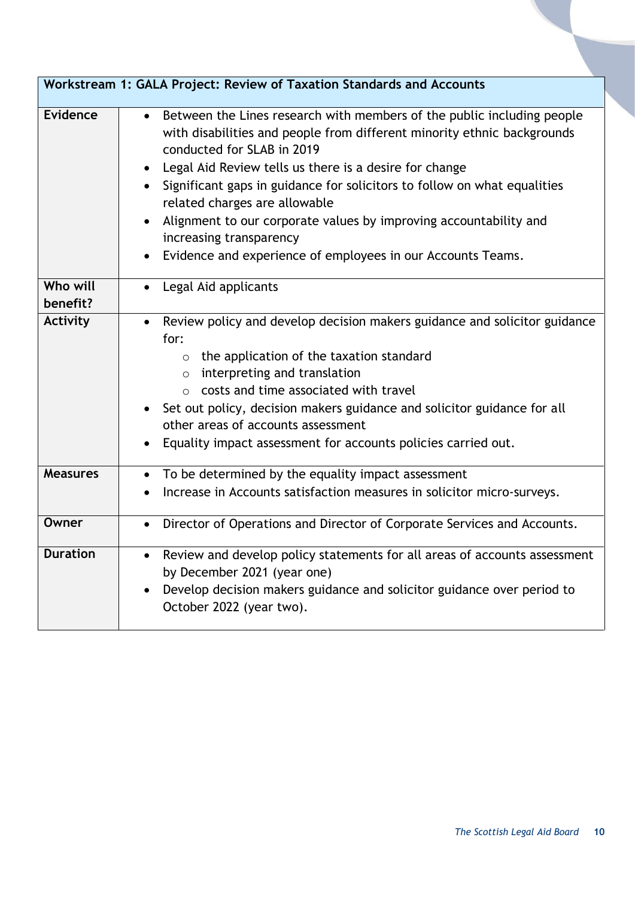| Workstream 1: GALA Project: Review of Taxation Standards and Accounts | |
|---|---|
| **Evidence** | • Between the Lines research with members of the public including people with disabilities and people from different minority ethnic backgrounds conducted for SLAB in 2019<br>• Legal Aid Review tells us there is a desire for change<br>• Significant gaps in guidance for solicitors to follow on what equalities related charges are allowable<br>• Alignment to our corporate values by improving accountability and increasing transparency<br>• Evidence and experience of employees in our Accounts Teams. |
| **Who will benefit?** | • Legal Aid applicants |
| **Activity** | • Review policy and develop decision makers guidance and solicitor guidance for:<br>  ○ the application of the taxation standard<br>  ○ interpreting and translation<br>  ○ costs and time associated with travel<br>• Set out policy, decision makers guidance and solicitor guidance for all other areas of accounts assessment<br>• Equality impact assessment for accounts policies carried out. |
| **Measures** | • To be determined by the equality impact assessment<br>• Increase in Accounts satisfaction measures in solicitor micro-surveys. |
| **Owner** | • Director of Operations and Director of Corporate Services and Accounts. |
| **Duration** | • Review and develop policy statements for all areas of accounts assessment by December 2021 (year one)<br>• Develop decision makers guidance and solicitor guidance over period to October 2022 (year two). |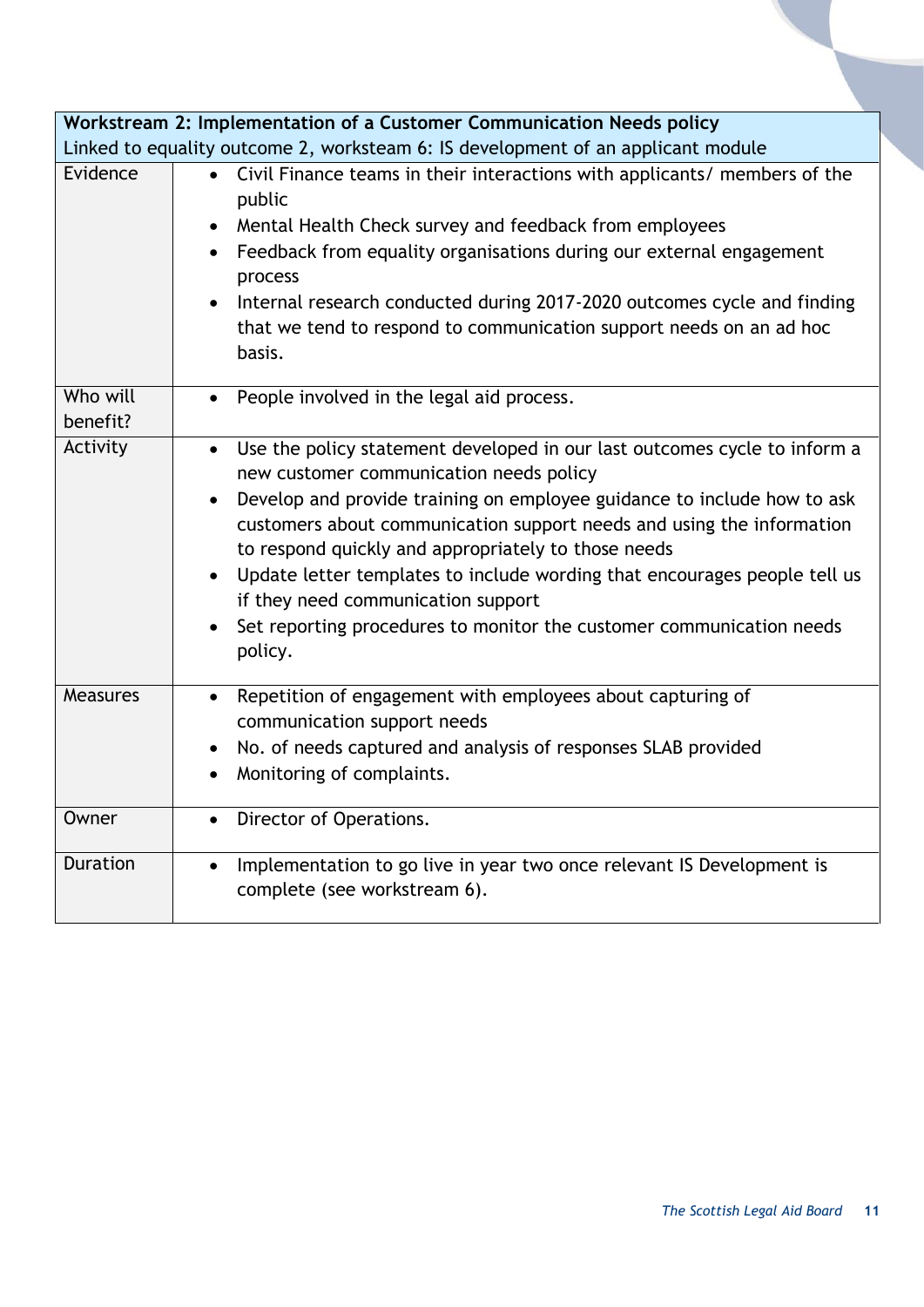| **Workstream 2: Implementation of a Customer Communication Needs policy**<br>Linked to equality outcome 2, worksteam 6: IS development of an applicant module | |
|---|---|
| Evidence | • Civil Finance teams in their interactions with applicants/ members of the public<br>• Mental Health Check survey and feedback from employees<br>• Feedback from equality organisations during our external engagement process<br>• Internal research conducted during 2017-2020 outcomes cycle and finding that we tend to respond to communication support needs on an ad hoc basis. |
| Who will benefit? | • People involved in the legal aid process. |
| Activity | • Use the policy statement developed in our last outcomes cycle to inform a new customer communication needs policy<br>• Develop and provide training on employee guidance to include how to ask customers about communication support needs and using the information to respond quickly and appropriately to those needs<br>• Update letter templates to include wording that encourages people tell us if they need communication support<br>• Set reporting procedures to monitor the customer communication needs policy. |
| Measures | • Repetition of engagement with employees about capturing of communication support needs<br>• No. of needs captured and analysis of responses SLAB provided<br>• Monitoring of complaints. |
| Owner | • Director of Operations. |
| Duration | • Implementation to go live in year two once relevant IS Development is complete (see workstream 6). |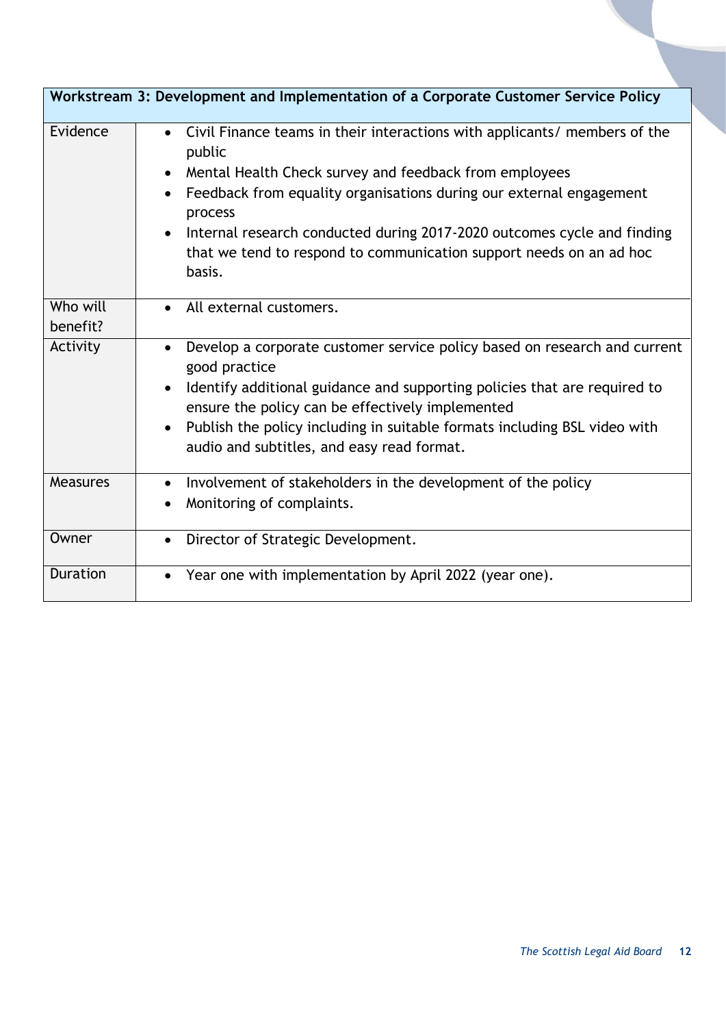| Workstream 3: Development and Implementation of a Corporate Customer Service Policy | |
|---|---|
| Evidence | • Civil Finance teams in their interactions with applicants/ members of the public<br>• Mental Health Check survey and feedback from employees<br>• Feedback from equality organisations during our external engagement process<br>• Internal research conducted during 2017-2020 outcomes cycle and finding that we tend to respond to communication support needs on an ad hoc basis. |
| Who will benefit? | • All external customers. |
| Activity | • Develop a corporate customer service policy based on research and current good practice<br>• Identify additional guidance and supporting policies that are required to ensure the policy can be effectively implemented<br>• Publish the policy including in suitable formats including BSL video with audio and subtitles, and easy read format. |
| Measures | • Involvement of stakeholders in the development of the policy<br>• Monitoring of complaints. |
| Owner | • Director of Strategic Development. |
| Duration | • Year one with implementation by April 2022 (year one). |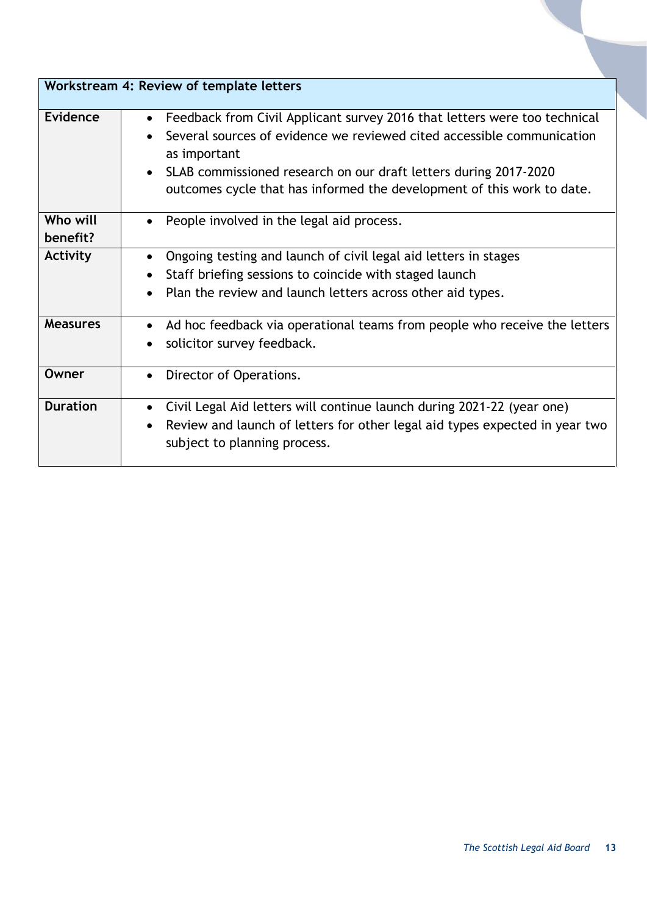| Workstream 4: Review of template letters | |
|---|---|
| **Evidence** | • Feedback from Civil Applicant survey 2016 that letters were too technical<br>• Several sources of evidence we reviewed cited accessible communication as important<br>• SLAB commissioned research on our draft letters during 2017-2020 outcomes cycle that has informed the development of this work to date. |
| **Who will benefit?** | • People involved in the legal aid process. |
| **Activity** | • Ongoing testing and launch of civil legal aid letters in stages<br>• Staff briefing sessions to coincide with staged launch<br>• Plan the review and launch letters across other aid types. |
| **Measures** | • Ad hoc feedback via operational teams from people who receive the letters<br>• solicitor survey feedback. |
| **Owner** | • Director of Operations. |
| **Duration** | • Civil Legal Aid letters will continue launch during 2021-22 (year one)<br>• Review and launch of letters for other legal aid types expected in year two subject to planning process. |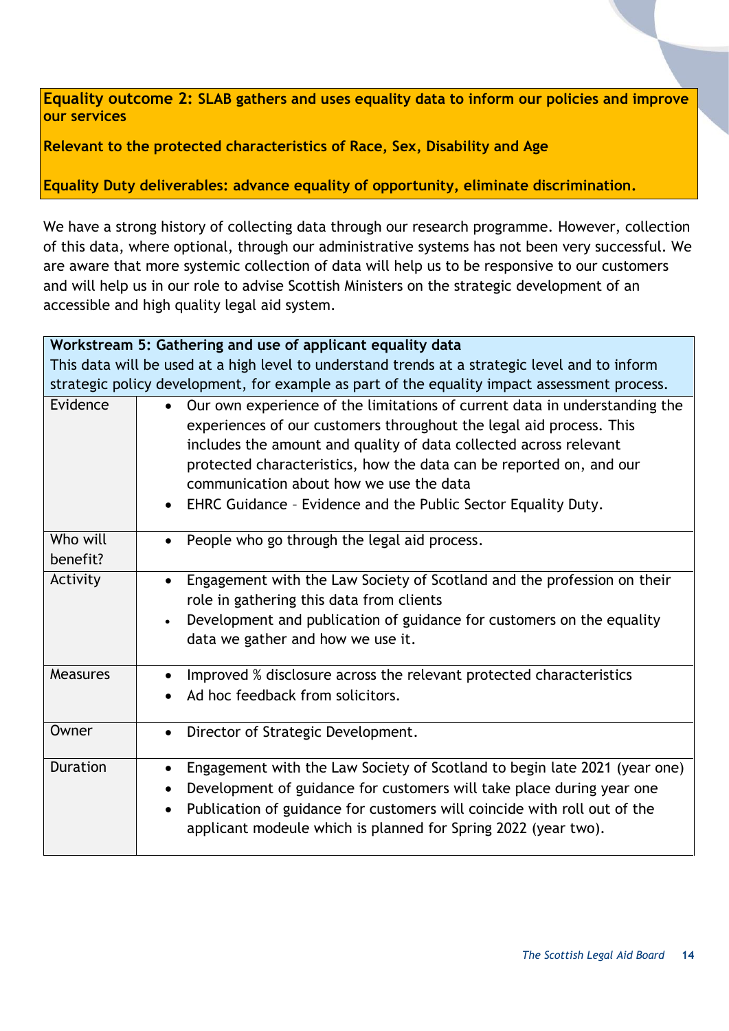**Equality outcome 2: SLAB gathers and uses equality data to inform our policies and improve our services**

**Relevant to the protected characteristics of Race, Sex, Disability and Age**

**Equality Duty deliverables: advance equality of opportunity, eliminate discrimination.**

We have a strong history of collecting data through our research programme. However, collection of this data, where optional, through our administrative systems has not been very successful. We are aware that more systemic collection of data will help us to be responsive to our customers and will help us in our role to advise Scottish Ministers on the strategic development of an accessible and high quality legal aid system.

| **Workstream 5: Gathering and use of applicant equality data**<br>This data will be used at a high level to understand trends at a strategic level and to inform strategic policy development, for example as part of the equality impact assessment process. | |
|---|---|
| Evidence | • Our own experience of the limitations of current data in understanding the experiences of our customers throughout the legal aid process. This includes the amount and quality of data collected across relevant protected characteristics, how the data can be reported on, and our communication about how we use the data<br>• EHRC Guidance – Evidence and the Public Sector Equality Duty. |
| Who will benefit? | • People who go through the legal aid process. |
| Activity | • Engagement with the Law Society of Scotland and the profession on their role in gathering this data from clients<br>• Development and publication of guidance for customers on the equality data we gather and how we use it. |
| Measures | • Improved % disclosure across the relevant protected characteristics<br>• Ad hoc feedback from solicitors. |
| Owner | • Director of Strategic Development. |
| Duration | • Engagement with the Law Society of Scotland to begin late 2021 (year one)<br>• Development of guidance for customers will take place during year one<br>• Publication of guidance for customers will coincide with roll out of the applicant modeule which is planned for Spring 2022 (year two). |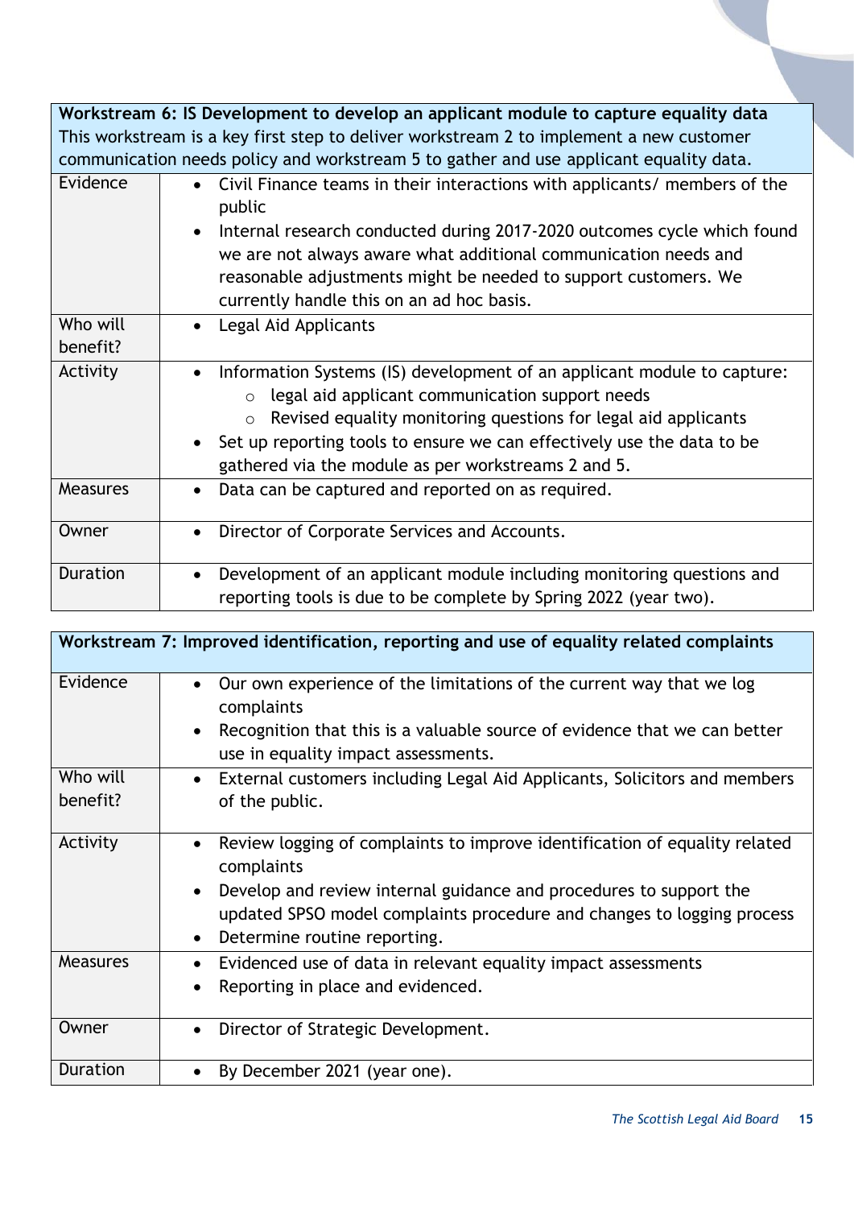| **Workstream 6: IS Development to develop an applicant module to capture equality data**<br>This workstream is a key first step to deliver workstream 2 to implement a new customer communication needs policy and workstream 5 to gather and use applicant equality data. | |
|---|---|
| Evidence | • Civil Finance teams in their interactions with applicants/ members of the public<br>• Internal research conducted during 2017-2020 outcomes cycle which found we are not always aware what additional communication needs and reasonable adjustments might be needed to support customers. We currently handle this on an ad hoc basis. |
| Who will benefit? | • Legal Aid Applicants |
| Activity | • Information Systems (IS) development of an applicant module to capture:<br>  ○ legal aid applicant communication support needs<br>  ○ Revised equality monitoring questions for legal aid applicants<br>• Set up reporting tools to ensure we can effectively use the data to be gathered via the module as per workstreams 2 and 5. |
| Measures | • Data can be captured and reported on as required. |
| Owner | • Director of Corporate Services and Accounts. |
| Duration | • Development of an applicant module including monitoring questions and reporting tools is due to be complete by Spring 2022 (year two). |

| **Workstream 7: Improved identification, reporting and use of equality related complaints** | |
|---|---|
| Evidence | • Our own experience of the limitations of the current way that we log complaints<br>• Recognition that this is a valuable source of evidence that we can better use in equality impact assessments. |
| Who will benefit? | • External customers including Legal Aid Applicants, Solicitors and members of the public. |
| Activity | • Review logging of complaints to improve identification of equality related complaints<br>• Develop and review internal guidance and procedures to support the updated SPSO model complaints procedure and changes to logging process<br>• Determine routine reporting. |
| Measures | • Evidenced use of data in relevant equality impact assessments<br>• Reporting in place and evidenced. |
| Owner | • Director of Strategic Development. |
| Duration | • By December 2021 (year one). |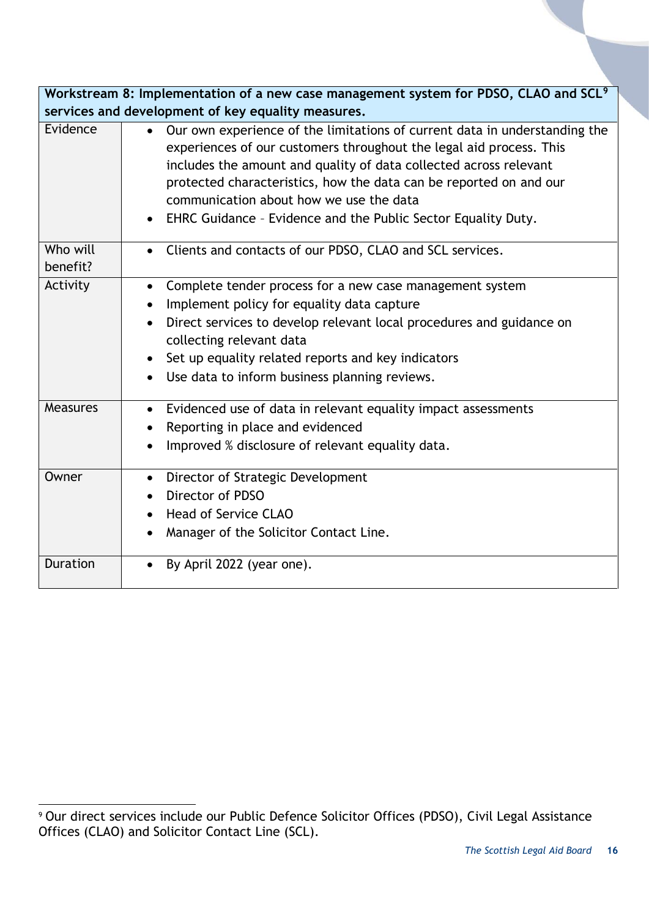| **Workstream 8: Implementation of a new case management system for PDSO, CLAO and SCL[9] services and development of key equality measures.** | |
|---|---|
| Evidence | • Our own experience of the limitations of current data in understanding the experiences of our customers throughout the legal aid process. This includes the amount and quality of data collected across relevant protected characteristics, how the data can be reported on and our communication about how we use the data<br>• EHRC Guidance – Evidence and the Public Sector Equality Duty. |
| Who will benefit? | • Clients and contacts of our PDSO, CLAO and SCL services. |
| Activity | • Complete tender process for a new case management system<br>• Implement policy for equality data capture<br>• Direct services to develop relevant local procedures and guidance on collecting relevant data<br>• Set up equality related reports and key indicators<br>• Use data to inform business planning reviews. |
| Measures | • Evidenced use of data in relevant equality impact assessments<br>• Reporting in place and evidenced<br>• Improved % disclosure of relevant equality data. |
| Owner | • Director of Strategic Development<br>• Director of PDSO<br>• Head of Service CLAO<br>• Manager of the Solicitor Contact Line. |
| Duration | • By April 2022 (year one). |

[9] Our direct services include our Public Defence Solicitor Offices (PDSO), Civil Legal Assistance Offices (CLAO) and Solicitor Contact Line (SCL).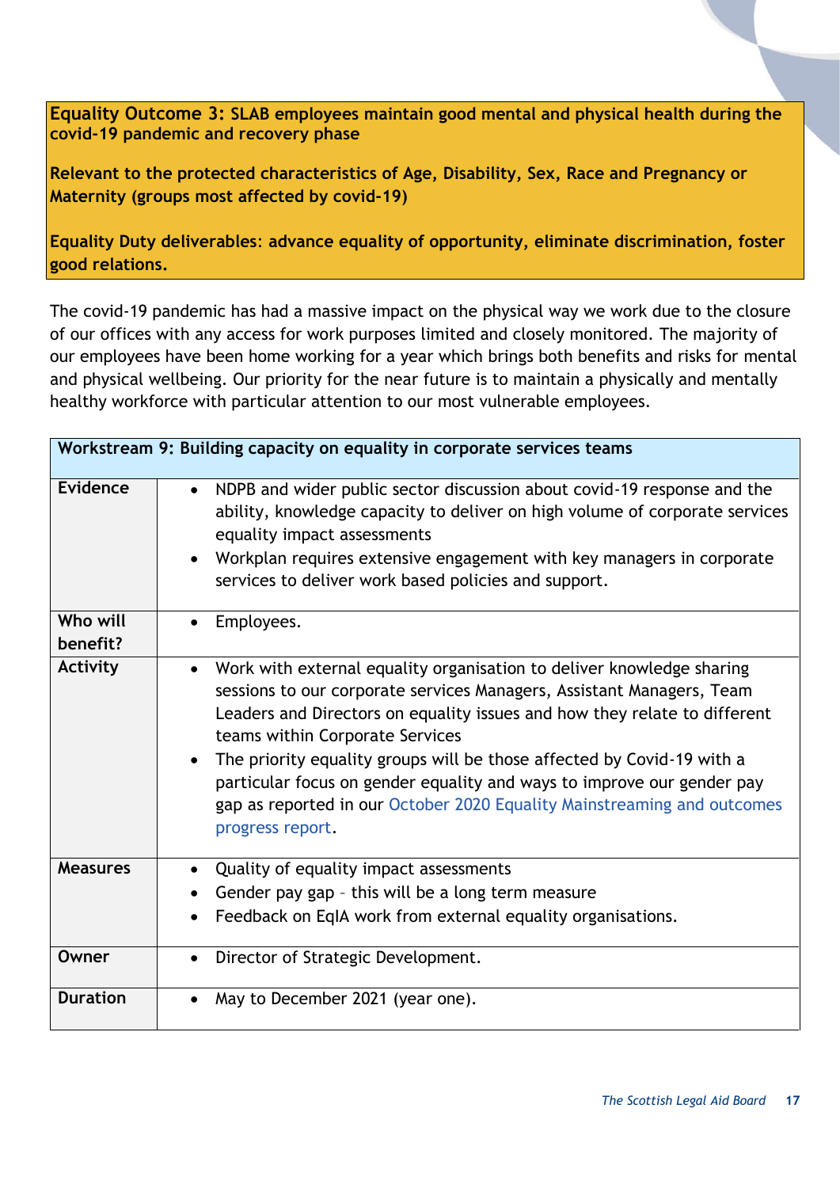**Equality Outcome 3: SLAB employees maintain good mental and physical health during the covid-19 pandemic and recovery phase**

**Relevant to the protected characteristics of Age, Disability, Sex, Race and Pregnancy or Maternity (groups most affected by covid-19)**

**Equality Duty deliverables: advance equality of opportunity, eliminate discrimination, foster good relations.**

The covid-19 pandemic has had a massive impact on the physical way we work due to the closure of our offices with any access for work purposes limited and closely monitored. The majority of our employees have been home working for a year which brings both benefits and risks for mental and physical wellbeing. Our priority for the near future is to maintain a physically and mentally healthy workforce with particular attention to our most vulnerable employees.

| **Workstream 9: Building capacity on equality in corporate services teams** | |
|---|---|
| **Evidence** | • NDPB and wider public sector discussion about covid-19 response and the ability, knowledge capacity to deliver on high volume of corporate services equality impact assessments<br>• Workplan requires extensive engagement with key managers in corporate services to deliver work based policies and support. |
| **Who will benefit?** | • Employees. |
| **Activity** | • Work with external equality organisation to deliver knowledge sharing sessions to our corporate services Managers, Assistant Managers, Team Leaders and Directors on equality issues and how they relate to different teams within Corporate Services<br>• The priority equality groups will be those affected by Covid-19 with a particular focus on gender equality and ways to improve our gender pay gap as reported in our October 2020 Equality Mainstreaming and outcomes progress report. |
| **Measures** | • Quality of equality impact assessments<br>• Gender pay gap – this will be a long term measure<br>• Feedback on EqIA work from external equality organisations. |
| **Owner** | • Director of Strategic Development. |
| **Duration** | • May to December 2021 (year one). |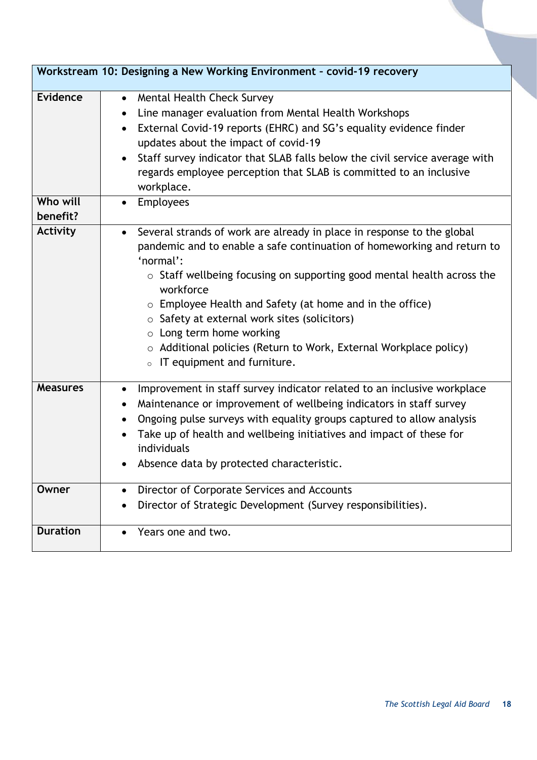| Workstream 10: Designing a New Working Environment – covid-19 recovery | |
|---|---|
| **Evidence** | • Mental Health Check Survey<br>• Line manager evaluation from Mental Health Workshops<br>• External Covid-19 reports (EHRC) and SG's equality evidence finder updates about the impact of covid-19<br>• Staff survey indicator that SLAB falls below the civil service average with regards employee perception that SLAB is committed to an inclusive workplace. |
| **Who will benefit?** | • Employees |
| **Activity** | • Several strands of work are already in place in response to the global pandemic and to enable a safe continuation of homeworking and return to 'normal':<br>  ○ Staff wellbeing focusing on supporting good mental health across the workforce<br>  ○ Employee Health and Safety (at home and in the office)<br>  ○ Safety at external work sites (solicitors)<br>  ○ Long term home working<br>  ○ Additional policies (Return to Work, External Workplace policy)<br>  ○ IT equipment and furniture. |
| **Measures** | • Improvement in staff survey indicator related to an inclusive workplace<br>• Maintenance or improvement of wellbeing indicators in staff survey<br>• Ongoing pulse surveys with equality groups captured to allow analysis<br>• Take up of health and wellbeing initiatives and impact of these for individuals<br>• Absence data by protected characteristic. |
| **Owner** | • Director of Corporate Services and Accounts<br>• Director of Strategic Development (Survey responsibilities). |
| **Duration** | • Years one and two. |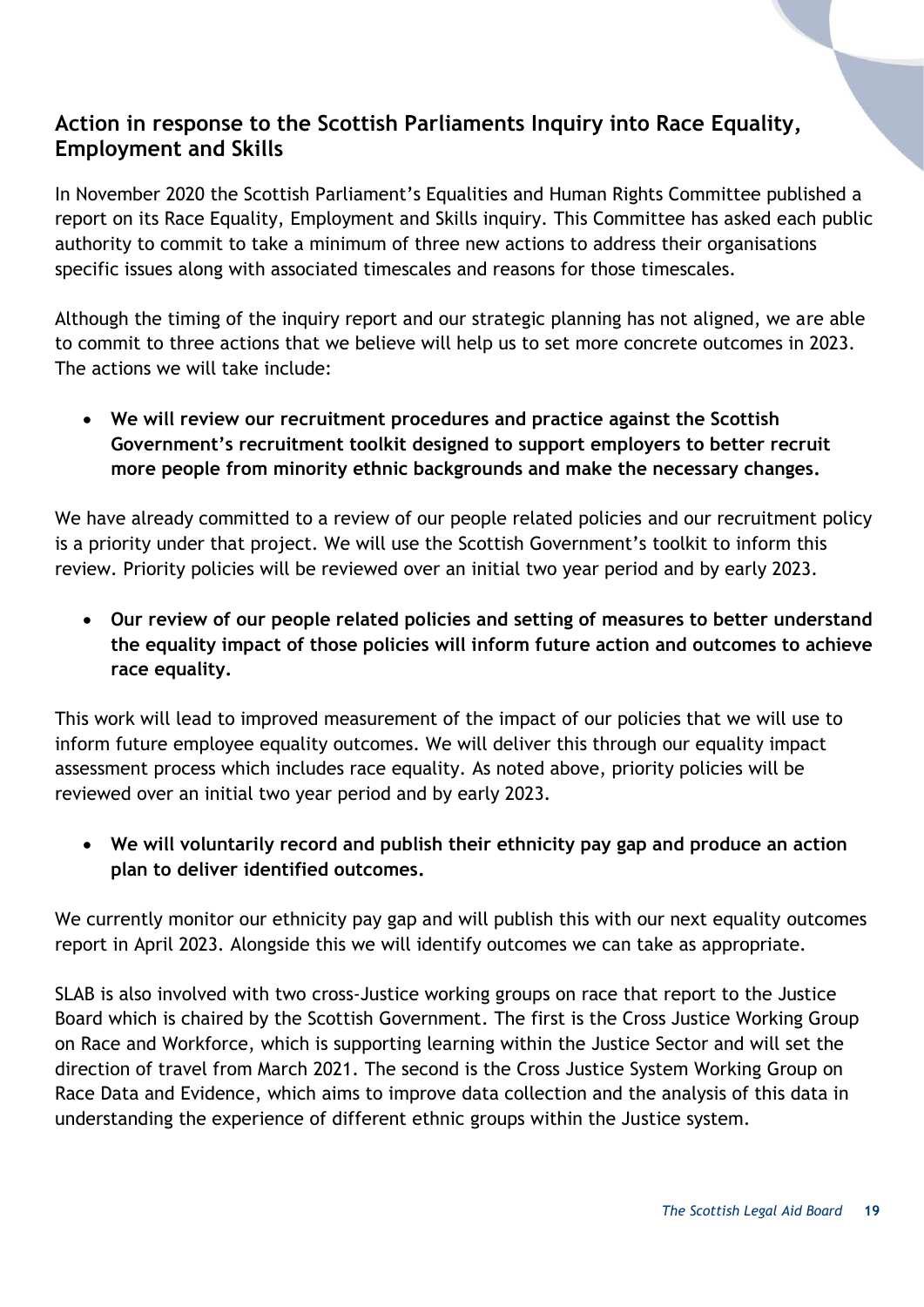## Action in response to the Scottish Parliaments Inquiry into Race Equality, Employment and Skills

In November 2020 the Scottish Parliament's Equalities and Human Rights Committee published a report on its Race Equality, Employment and Skills inquiry. This Committee has asked each public authority to commit to take a minimum of three new actions to address their organisations specific issues along with associated timescales and reasons for those timescales.

Although the timing of the inquiry report and our strategic planning has not aligned, we are able to commit to three actions that we believe will help us to set more concrete outcomes in 2023. The actions we will take include:

- **We will review our recruitment procedures and practice against the Scottish Government's recruitment toolkit designed to support employers to better recruit more people from minority ethnic backgrounds and make the necessary changes.**

We have already committed to a review of our people related policies and our recruitment policy is a priority under that project. We will use the Scottish Government's toolkit to inform this review. Priority policies will be reviewed over an initial two year period and by early 2023.

- **Our review of our people related policies and setting of measures to better understand the equality impact of those policies will inform future action and outcomes to achieve race equality.**

This work will lead to improved measurement of the impact of our policies that we will use to inform future employee equality outcomes. We will deliver this through our equality impact assessment process which includes race equality. As noted above, priority policies will be reviewed over an initial two year period and by early 2023.

- **We will voluntarily record and publish their ethnicity pay gap and produce an action plan to deliver identified outcomes.**

We currently monitor our ethnicity pay gap and will publish this with our next equality outcomes report in April 2023. Alongside this we will identify outcomes we can take as appropriate.

SLAB is also involved with two cross-Justice working groups on race that report to the Justice Board which is chaired by the Scottish Government. The first is the Cross Justice Working Group on Race and Workforce, which is supporting learning within the Justice Sector and will set the direction of travel from March 2021. The second is the Cross Justice System Working Group on Race Data and Evidence, which aims to improve data collection and the analysis of this data in understanding the experience of different ethnic groups within the Justice system.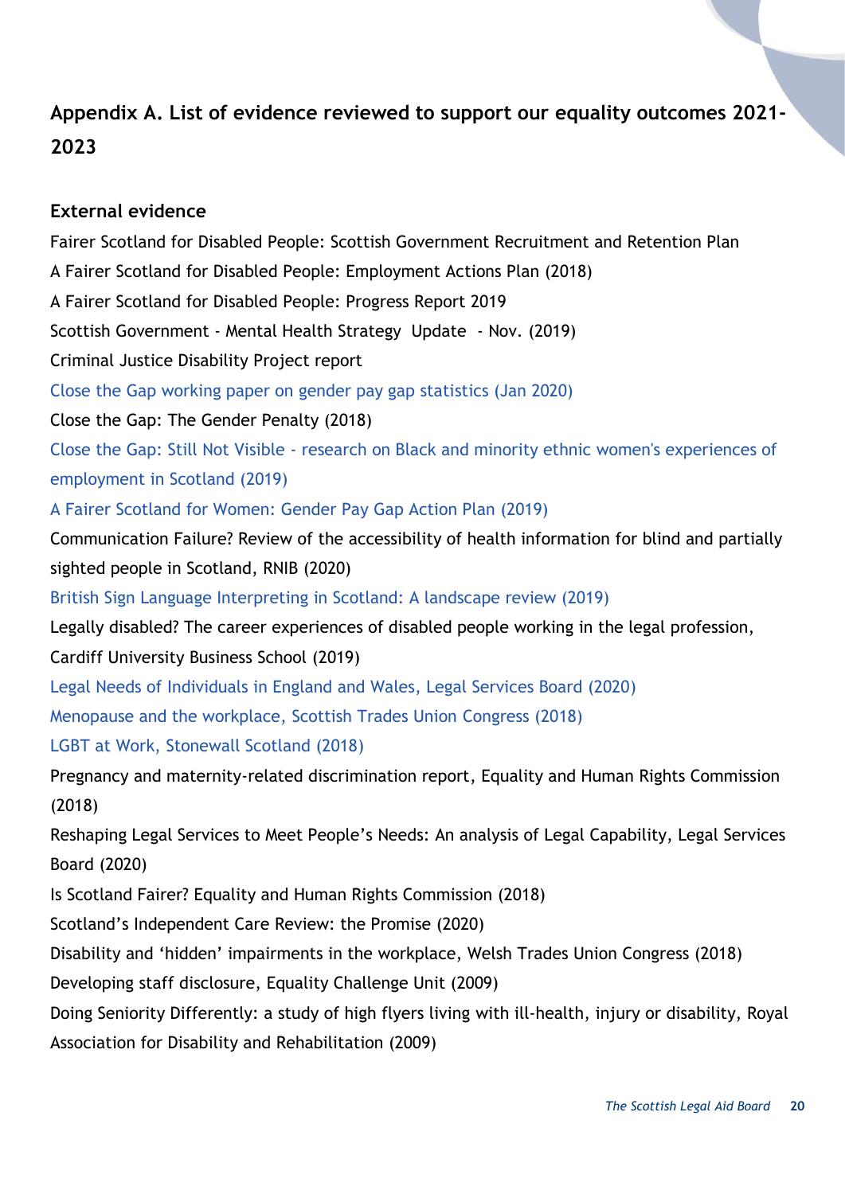## Appendix A. List of evidence reviewed to support our equality outcomes 2021-2023

### External evidence

Fairer Scotland for Disabled People: Scottish Government Recruitment and Retention Plan

A Fairer Scotland for Disabled People: Employment Actions Plan (2018)

A Fairer Scotland for Disabled People: Progress Report 2019

Scottish Government - Mental Health Strategy Update - Nov. (2019)

Criminal Justice Disability Project report

Close the Gap working paper on gender pay gap statistics (Jan 2020)

Close the Gap: The Gender Penalty (2018)

Close the Gap: Still Not Visible - research on Black and minority ethnic women's experiences of employment in Scotland (2019)

A Fairer Scotland for Women: Gender Pay Gap Action Plan (2019)

Communication Failure? Review of the accessibility of health information for blind and partially sighted people in Scotland, RNIB (2020)

British Sign Language Interpreting in Scotland: A landscape review (2019)

Legally disabled? The career experiences of disabled people working in the legal profession, Cardiff University Business School (2019)

Legal Needs of Individuals in England and Wales, Legal Services Board (2020)

Menopause and the workplace, Scottish Trades Union Congress (2018)

LGBT at Work, Stonewall Scotland (2018)

Pregnancy and maternity-related discrimination report, Equality and Human Rights Commission (2018)

Reshaping Legal Services to Meet People's Needs: An analysis of Legal Capability, Legal Services Board (2020)

Is Scotland Fairer? Equality and Human Rights Commission (2018)

Scotland's Independent Care Review: the Promise (2020)

Disability and 'hidden' impairments in the workplace, Welsh Trades Union Congress (2018)

Developing staff disclosure, Equality Challenge Unit (2009)

Doing Seniority Differently: a study of high flyers living with ill-health, injury or disability, Royal Association for Disability and Rehabilitation (2009)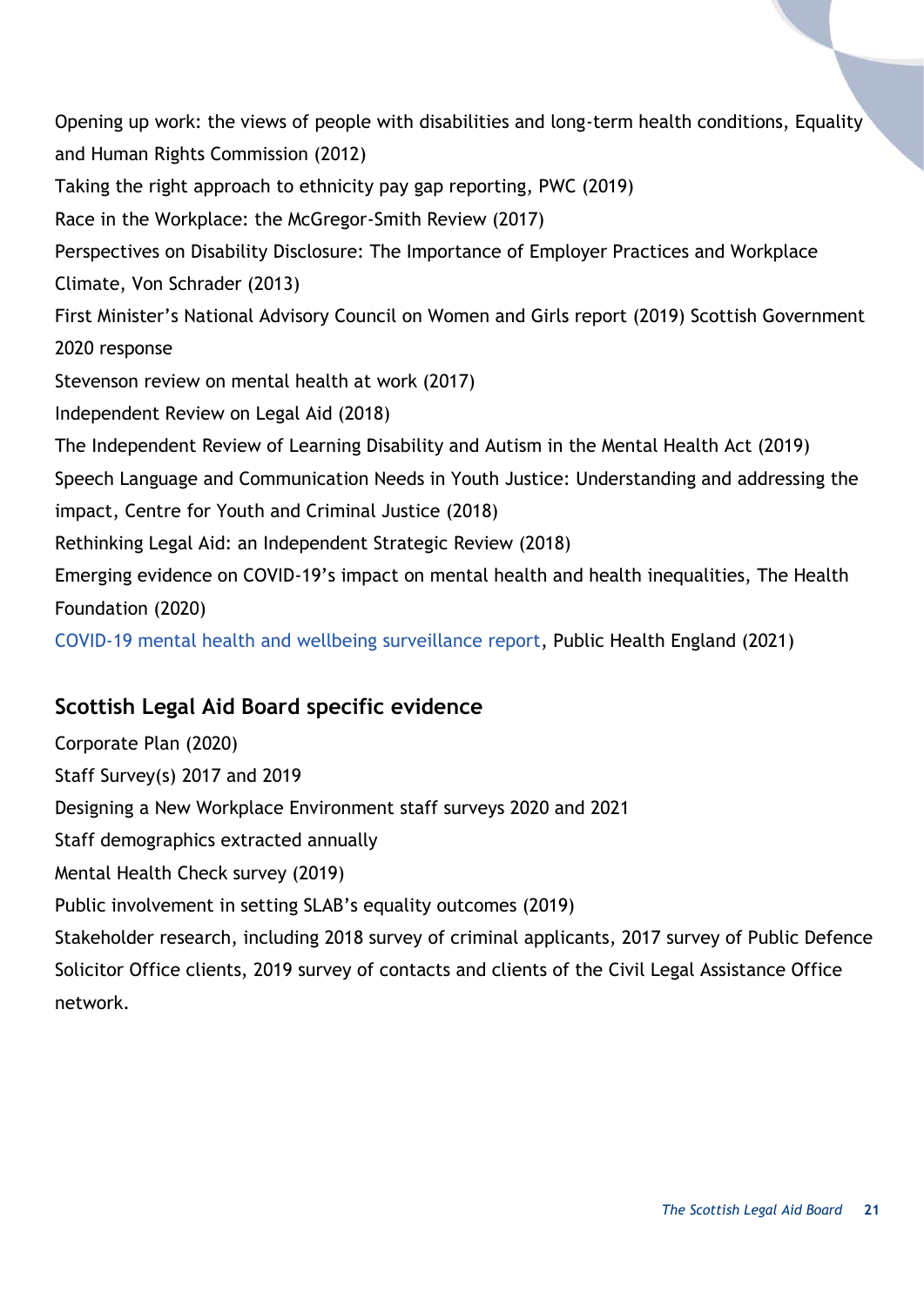Opening up work: the views of people with disabilities and long-term health conditions, Equality and Human Rights Commission (2012)

Taking the right approach to ethnicity pay gap reporting, PWC (2019)

Race in the Workplace: the McGregor-Smith Review (2017)

Perspectives on Disability Disclosure: The Importance of Employer Practices and Workplace Climate, Von Schrader (2013)

First Minister's National Advisory Council on Women and Girls report (2019) Scottish Government 2020 response

Stevenson review on mental health at work (2017)

Independent Review on Legal Aid (2018)

The Independent Review of Learning Disability and Autism in the Mental Health Act (2019)

Speech Language and Communication Needs in Youth Justice: Understanding and addressing the impact, Centre for Youth and Criminal Justice (2018)

Rethinking Legal Aid: an Independent Strategic Review (2018)

Emerging evidence on COVID-19's impact on mental health and health inequalities, The Health Foundation (2020)

COVID-19 mental health and wellbeing surveillance report, Public Health England (2021)

## Scottish Legal Aid Board specific evidence

Corporate Plan (2020)

Staff Survey(s) 2017 and 2019

Designing a New Workplace Environment staff surveys 2020 and 2021

Staff demographics extracted annually

Mental Health Check survey (2019)

Public involvement in setting SLAB's equality outcomes (2019)

Stakeholder research, including 2018 survey of criminal applicants, 2017 survey of Public Defence Solicitor Office clients, 2019 survey of contacts and clients of the Civil Legal Assistance Office network.